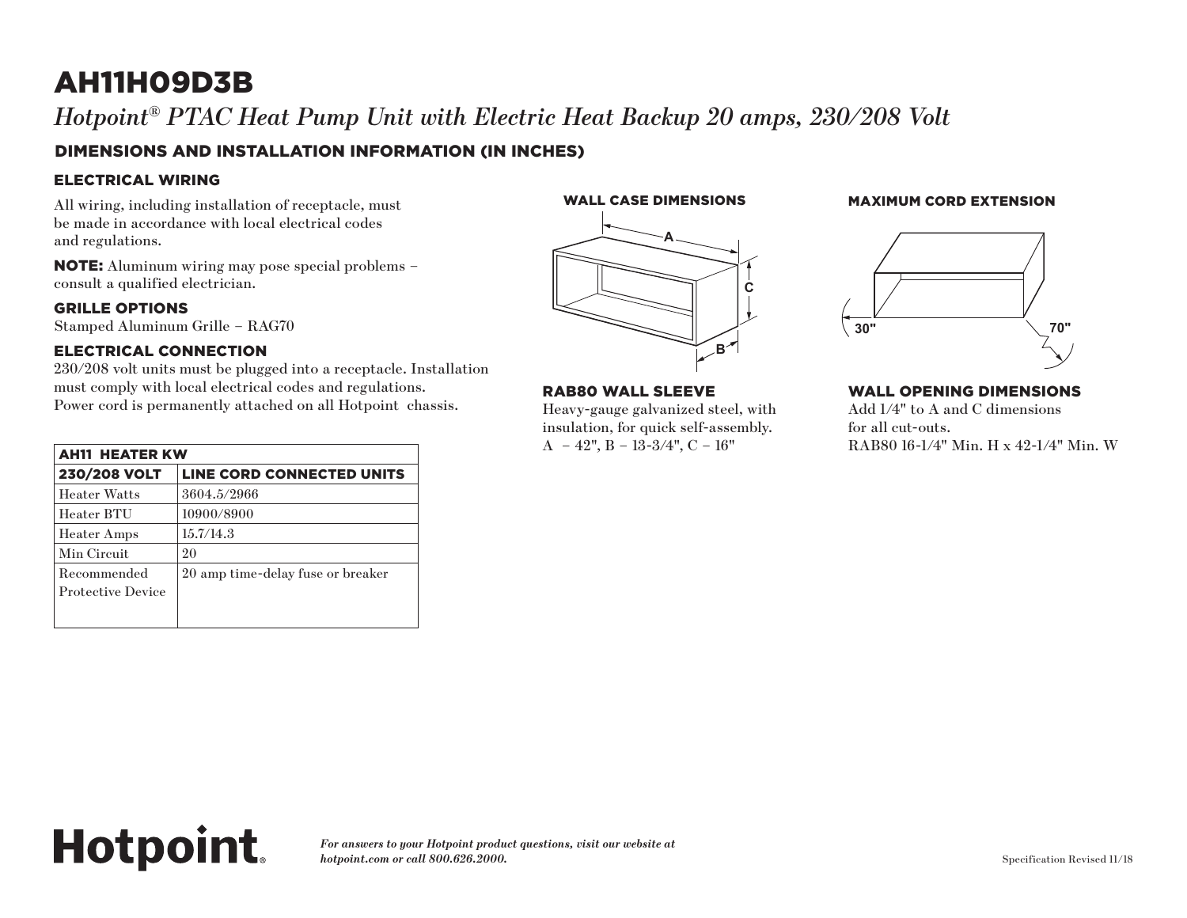# AH11H09D3B

*Hotpoint® PTAC Heat Pump Unit with Electric Heat Backup 20 amps, 230/208 Volt*

## DIMENSIONS AND INSTALLATION INFORMATION (IN INCHES)

### ELECTRICAL WIRING

All wiring, including installation of receptacle, must be made in accordance with local electrical codes and regulations.

**NOTE:** Aluminum wiring may pose special problems – consult a qualified electrician.

### GRILLE OPTIONS

Stamped Aluminum Grille – RAG70

### ELECTRICAL CONNECTION

230/208 volt units must be plugged into a receptacle. Installation must comply with local electrical codes and regulations. Power cord is permanently attached on all Hotpoint chassis.

| AH11 HEATER KW | |
|---|---|
| **230/208 VOLT** | **LINE CORD CONNECTED UNITS** |
| Heater Watts | 3604.5/2966 |
| Heater BTU | 10900/8900 |
| Heater Amps | 15.7/14.3 |
| Min Circuit | 20 |
| Recommended Protective Device | 20 amp time-delay fuse or breaker |

### WALL CASE DIMENSIONS

A

C

B

### RAB80 WALL SLEEVE

Heavy-gauge galvanized steel, with insulation, for quick self-assembly.
A – 42", B – 13-3/4", C – 16"

### MAXIMUM CORD EXTENSION

30"

70"

### WALL OPENING DIMENSIONS

Add 1/4" to A and C dimensions for all cut-outs.
RAB80 16-1/4" Min. H x 42-1/4" Min. W

Hotpoint.

***For answers to your Hotpoint product questions, visit our website at hotpoint.com or call 800.626.2000.***

Specification Revised 11/18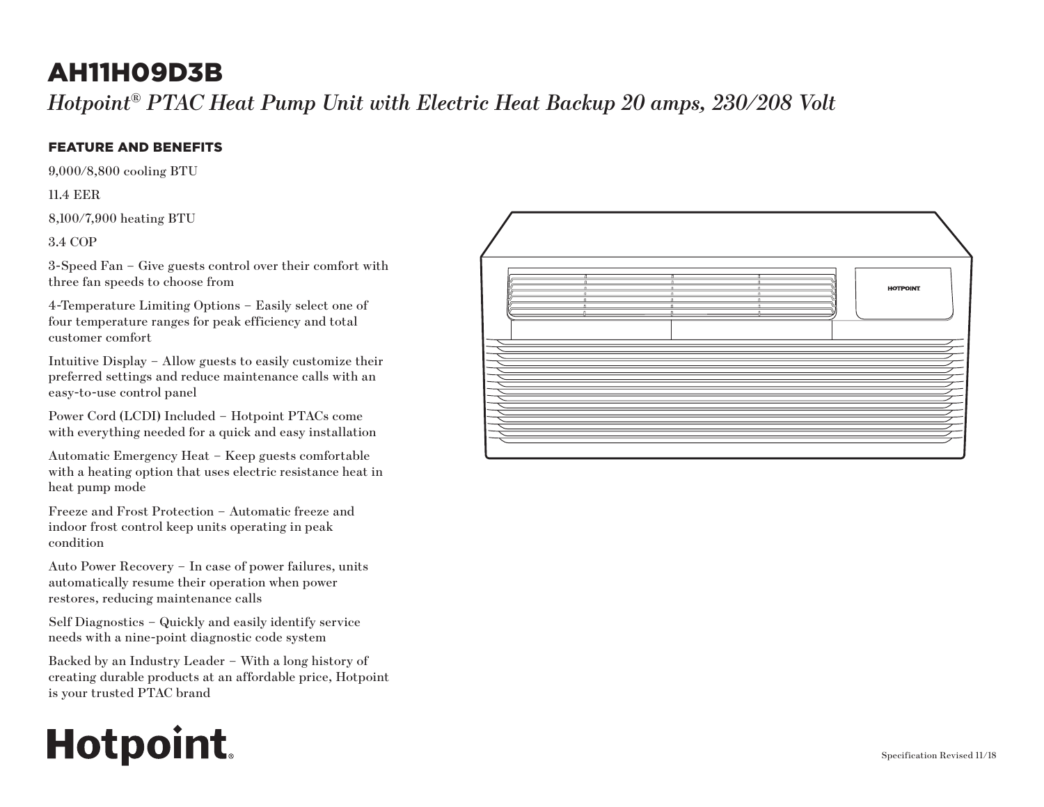# AH11H09D3B

*Hotpoint® PTAC Heat Pump Unit with Electric Heat Backup 20 amps, 230/208 Volt*

## FEATURE AND BENEFITS

9,000/8,800 cooling BTU

11.4 EER

8,100/7,900 heating BTU

3.4 COP

3-Speed Fan – Give guests control over their comfort with three fan speeds to choose from

4-Temperature Limiting Options – Easily select one of four temperature ranges for peak efficiency and total customer comfort

Intuitive Display – Allow guests to easily customize their preferred settings and reduce maintenance calls with an easy-to-use control panel

Power Cord (LCDI) Included – Hotpoint PTACs come with everything needed for a quick and easy installation

Automatic Emergency Heat – Keep guests comfortable with a heating option that uses electric resistance heat in heat pump mode

Freeze and Frost Protection – Automatic freeze and indoor frost control keep units operating in peak condition

Auto Power Recovery – In case of power failures, units automatically resume their operation when power restores, reducing maintenance calls

Self Diagnostics – Quickly and easily identify service needs with a nine-point diagnostic code system

Backed by an Industry Leader – With a long history of creating durable products at an affordable price, Hotpoint is your trusted PTAC brand

Hotpoint.

Specification Revised 11/18